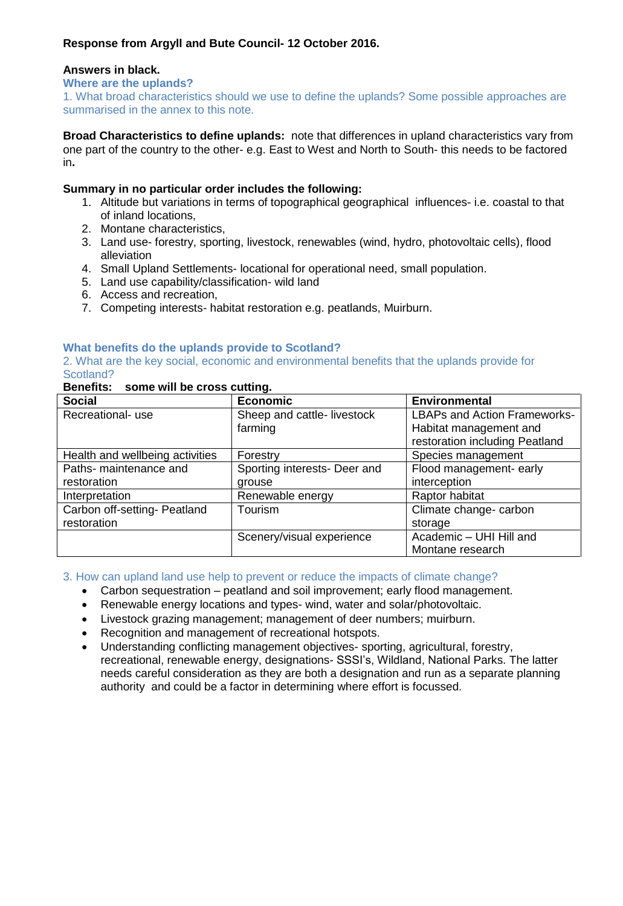**Response from Argyll and Bute Council- 12 October 2016.**

**Answers in black.**

## Where are the uplands?

1. What broad characteristics should we use to define the uplands? Some possible approaches are summarised in the annex to this note.

**Broad Characteristics to define uplands:** note that differences in upland characteristics vary from one part of the country to the other- e.g. East to West and North to South- this needs to be factored in**.**

**Summary in no particular order includes the following:**

1. Altitude but variations in terms of topographical geographical influences- i.e. coastal to that of inland locations,
2. Montane characteristics,
3. Land use- forestry, sporting, livestock, renewables (wind, hydro, photovoltaic cells), flood alleviation
4. Small Upland Settlements- locational for operational need, small population.
5. Land use capability/classification- wild land
6. Access and recreation,
7. Competing interests- habitat restoration e.g. peatlands, Muirburn.

## What benefits do the uplands provide to Scotland?

2. What are the key social, economic and environmental benefits that the uplands provide for Scotland?

**Benefits: some will be cross cutting.**

| **Social** | **Economic** | **Environmental** |
|---|---|---|
| Recreational- use | Sheep and cattle- livestock farming | LBAPs and Action Frameworks- Habitat management and restoration including Peatland |
| Health and wellbeing activities | Forestry | Species management |
| Paths- maintenance and restoration | Sporting interests- Deer and grouse | Flood management- early interception |
| Interpretation | Renewable energy | Raptor habitat |
| Carbon off-setting- Peatland restoration | Tourism | Climate change- carbon storage |
| | Scenery/visual experience | Academic – UHI Hill and Montane research |

3. How can upland land use help to prevent or reduce the impacts of climate change?

- Carbon sequestration – peatland and soil improvement; early flood management.
- Renewable energy locations and types- wind, water and solar/photovoltaic.
- Livestock grazing management; management of deer numbers; muirburn.
- Recognition and management of recreational hotspots.
- Understanding conflicting management objectives- sporting, agricultural, forestry, recreational, renewable energy, designations- SSSI's, Wildland, National Parks. The latter needs careful consideration as they are both a designation and run as a separate planning authority and could be a factor in determining where effort is focussed.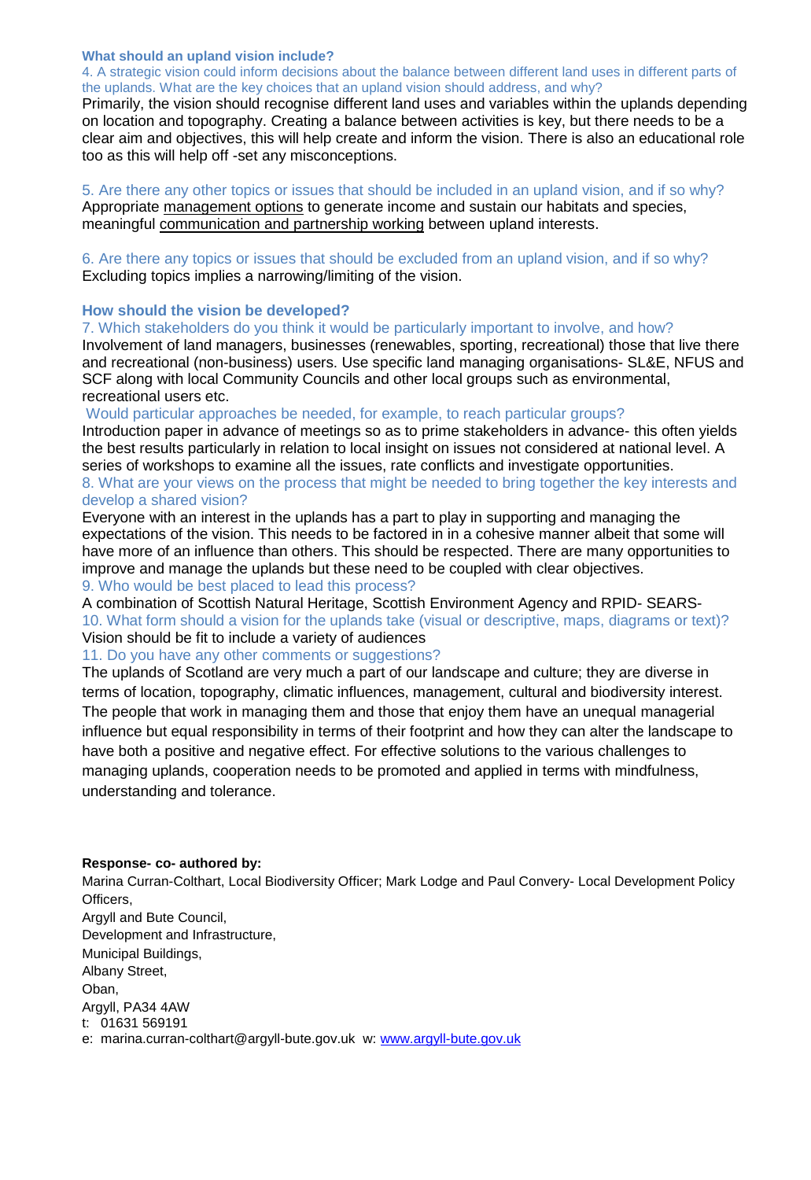### What should an upland vision include?

4. A strategic vision could inform decisions about the balance between different land uses in different parts of the uplands. What are the key choices that an upland vision should address, and why?

Primarily, the vision should recognise different land uses and variables within the uplands depending on location and topography. Creating a balance between activities is key, but there needs to be a clear aim and objectives, this will help create and inform the vision. There is also an educational role too as this will help off -set any misconceptions.

5. Are there any other topics or issues that should be included in an upland vision, and if so why?

Appropriate management options to generate income and sustain our habitats and species, meaningful communication and partnership working between upland interests.

6. Are there any topics or issues that should be excluded from an upland vision, and if so why?

Excluding topics implies a narrowing/limiting of the vision.

### How should the vision be developed?

7. Which stakeholders do you think it would be particularly important to involve, and how?

Involvement of land managers, businesses (renewables, sporting, recreational) those that live there and recreational (non-business) users. Use specific land managing organisations- SL&E, NFUS and SCF along with local Community Councils and other local groups such as environmental, recreational users etc.

Would particular approaches be needed, for example, to reach particular groups?

Introduction paper in advance of meetings so as to prime stakeholders in advance- this often yields the best results particularly in relation to local insight on issues not considered at national level. A series of workshops to examine all the issues, rate conflicts and investigate opportunities.

8. What are your views on the process that might be needed to bring together the key interests and develop a shared vision?

Everyone with an interest in the uplands has a part to play in supporting and managing the expectations of the vision. This needs to be factored in in a cohesive manner albeit that some will have more of an influence than others. This should be respected. There are many opportunities to improve and manage the uplands but these need to be coupled with clear objectives.

9. Who would be best placed to lead this process?

A combination of Scottish Natural Heritage, Scottish Environment Agency and RPID- SEARS-

10. What form should a vision for the uplands take (visual or descriptive, maps, diagrams or text)?

Vision should be fit to include a variety of audiences

11. Do you have any other comments or suggestions?

The uplands of Scotland are very much a part of our landscape and culture; they are diverse in terms of location, topography, climatic influences, management, cultural and biodiversity interest. The people that work in managing them and those that enjoy them have an unequal managerial influence but equal responsibility in terms of their footprint and how they can alter the landscape to have both a positive and negative effect. For effective solutions to the various challenges to managing uplands, cooperation needs to be promoted and applied in terms with mindfulness, understanding and tolerance.

**Response- co- authored by:**

Marina Curran-Colthart, Local Biodiversity Officer; Mark Lodge and Paul Convery- Local Development Policy Officers,
Argyll and Bute Council,
Development and Infrastructure,
Municipal Buildings,
Albany Street,
Oban,
Argyll, PA34 4AW
t: 01631 569191
e: marina.curran-colthart@argyll-bute.gov.uk w: www.argyll-bute.gov.uk